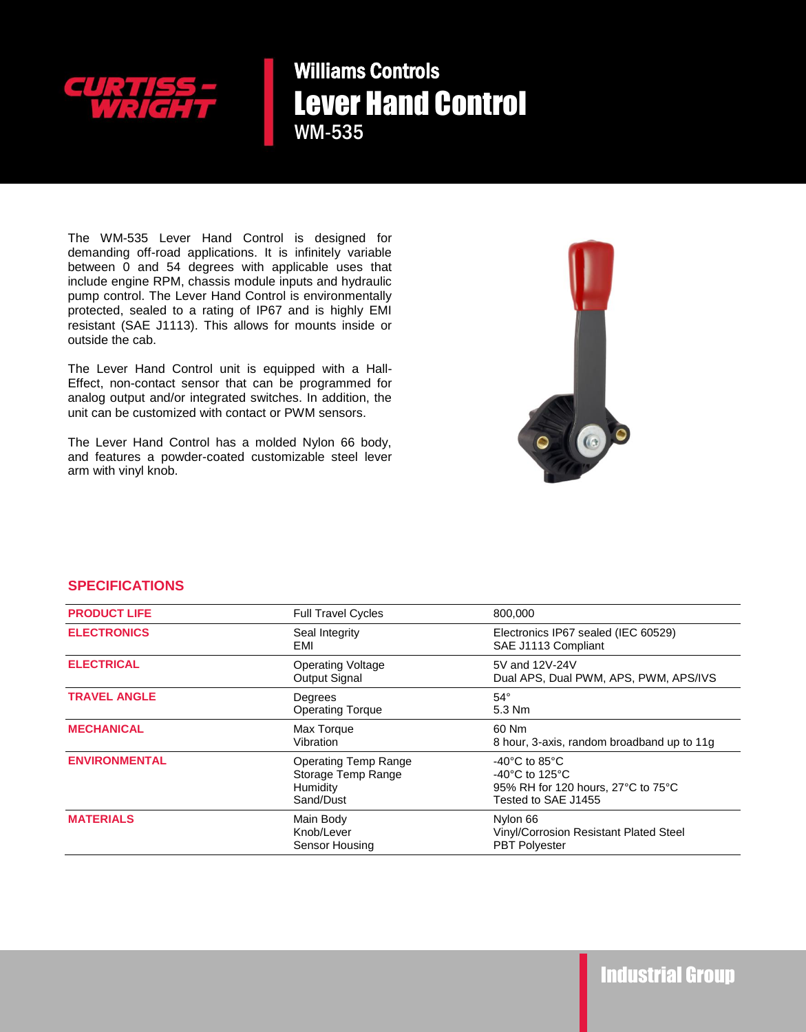CURTISS-WRIGHT

# Williams Controls

# Lever Hand Control

## WM-535

The WM-535 Lever Hand Control is designed for demanding off-road applications. It is infinitely variable between 0 and 54 degrees with applicable uses that include engine RPM, chassis module inputs and hydraulic pump control. The Lever Hand Control is environmentally protected, sealed to a rating of IP67 and is highly EMI resistant (SAE J1113). This allows for mounts inside or outside the cab.

The Lever Hand Control unit is equipped with a Hall-Effect, non-contact sensor that can be programmed for analog output and/or integrated switches. In addition, the unit can be customized with contact or PWM sensors.

The Lever Hand Control has a molded Nylon 66 body, and features a powder-coated customizable steel lever arm with vinyl knob.

## SPECIFICATIONS

| | | |
|---|---|---|
| **PRODUCT LIFE** | Full Travel Cycles | 800,000 |
| **ELECTRONICS** | Seal Integrity<br>EMI | Electronics IP67 sealed (IEC 60529)<br>SAE J1113 Compliant |
| **ELECTRICAL** | Operating Voltage<br>Output Signal | 5V and 12V-24V<br>Dual APS, Dual PWM, APS, PWM, APS/IVS |
| **TRAVEL ANGLE** | Degrees<br>Operating Torque | 54°<br>5.3 Nm |
| **MECHANICAL** | Max Torque<br>Vibration | 60 Nm<br>8 hour, 3-axis, random broadband up to 11g |
| **ENVIRONMENTAL** | Operating Temp Range<br>Storage Temp Range<br>Humidity<br>Sand/Dust | -40°C to 85°C<br>-40°C to 125°C<br>95% RH for 120 hours, 27°C to 75°C<br>Tested to SAE J1455 |
| **MATERIALS** | Main Body<br>Knob/Lever<br>Sensor Housing | Nylon 66<br>Vinyl/Corrosion Resistant Plated Steel<br>PBT Polyester |

Industrial Group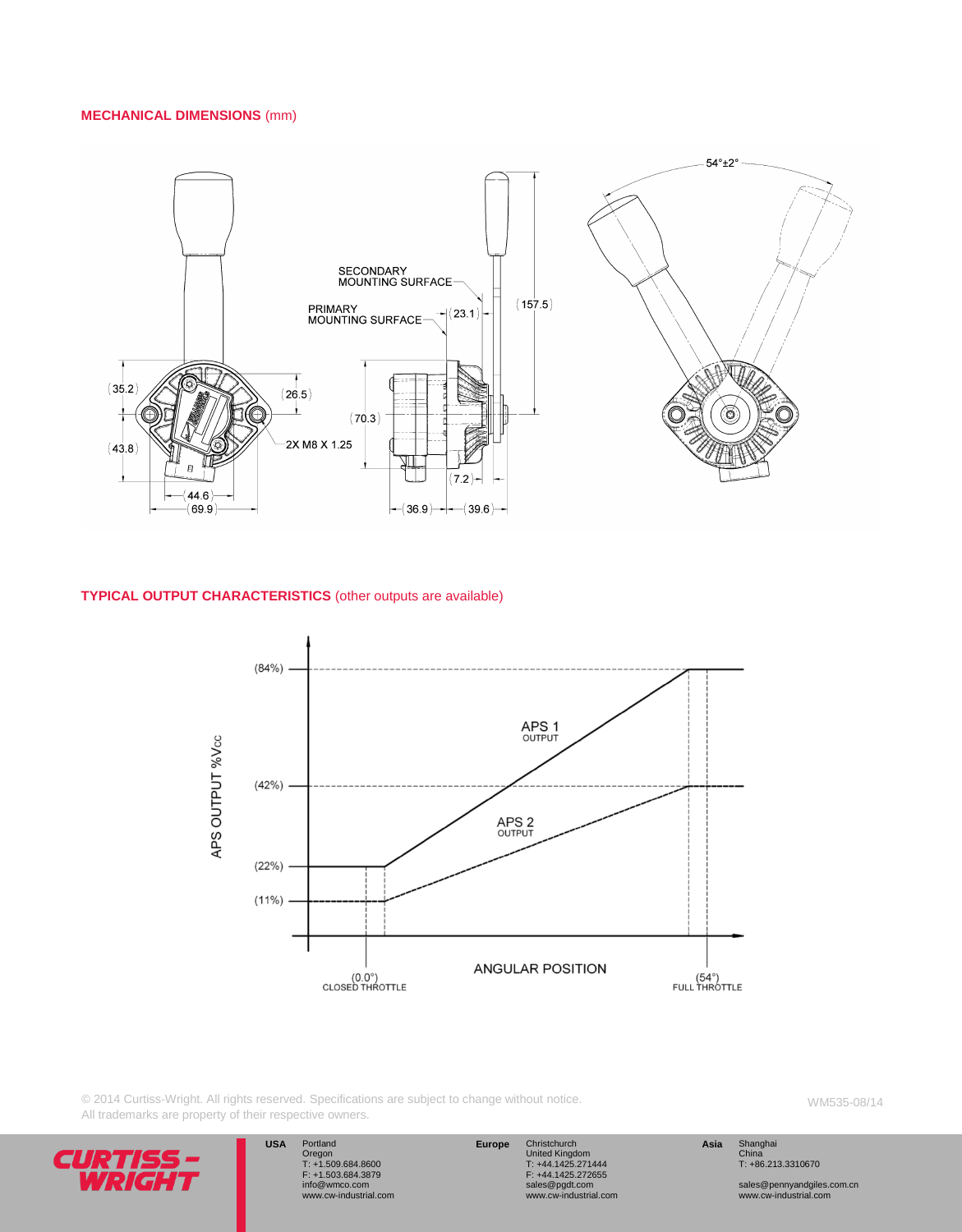## MECHANICAL DIMENSIONS (mm)

SECONDARY MOUNTING SURFACE

PRIMARY MOUNTING SURFACE

(23.1)

(157.5)

54°±2°

(35.2)

(26.5)

(70.3)

(43.8)

2X M8 X 1.25

(7.2)

(44.6)

(69.9)

(36.9)

(39.6)

## TYPICAL OUTPUT CHARACTERISTICS (other outputs are available)

APS OUTPUT %Vcc

(84%)

(42%)

(22%)

(11%)

APS 1 OUTPUT

APS 2 OUTPUT

ANGULAR POSITION

(0.0°) CLOSED THROTTLE

(54°) FULL THROTTLE

© 2014 Curtiss-Wright. All rights reserved. Specifications are subject to change without notice.
All trademarks are property of their respective owners.

WM535-08/14

CURTISS-WRIGHT

**USA**
Portland
Oregon
T: +1.509.684.8600
F: +1.503.684.3879
info@wmco.com
www.cw-industrial.com

**Europe**
Christchurch
United Kingdom
T: +44.1425.271444
F: +44.1425.272655
sales@pgdt.com
www.cw-industrial.com

**Asia**
Shanghai
China
T: +86.213.3310670

sales@pennyandgiles.com.cn
www.cw-industrial.com